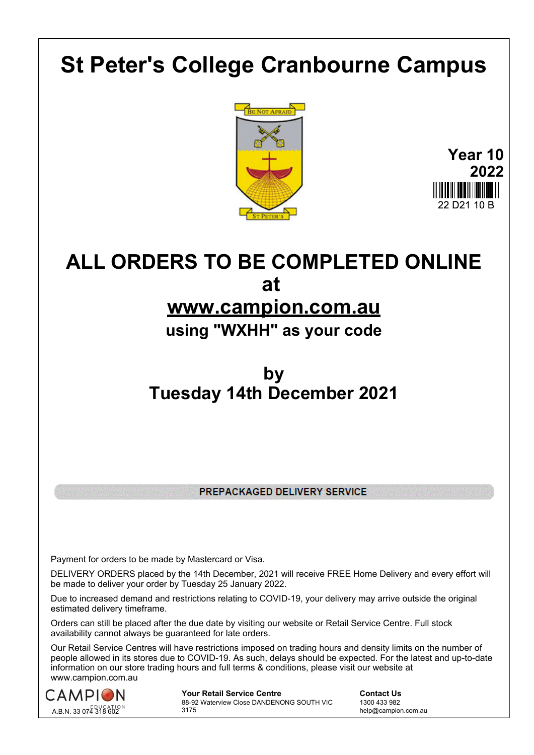# St Peter's College Cranbourne Campus

BE NOT AFRAID

ST PETER'S

**Year 10**
**2022**

22 D21 10 B

## ALL ORDERS TO BE COMPLETED ONLINE at www.campion.com.au

### using "WXHH" as your code

## by Tuesday 14th December 2021

**PREPACKAGED DELIVERY SERVICE**

Payment for orders to be made by Mastercard or Visa.

DELIVERY ORDERS placed by the 14th December, 2021 will receive FREE Home Delivery and every effort will be made to deliver your order by Tuesday 25 January 2022.

Due to increased demand and restrictions relating to COVID-19, your delivery may arrive outside the original estimated delivery timeframe.

Orders can still be placed after the due date by visiting our website or Retail Service Centre. Full stock availability cannot always be guaranteed for late orders.

Our Retail Service Centres will have restrictions imposed on trading hours and density limits on the number of people allowed in its stores due to COVID-19. As such, delays should be expected. For the latest and up-to-date information on our store trading hours and full terms & conditions, please visit our website at www.campion.com.au

CAMPION EDUCATION
A.B.N. 33 074 318 602

**Your Retail Service Centre**
88-92 Waterview Close DANDENONG SOUTH VIC 3175

**Contact Us**
1300 433 982
help@campion.com.au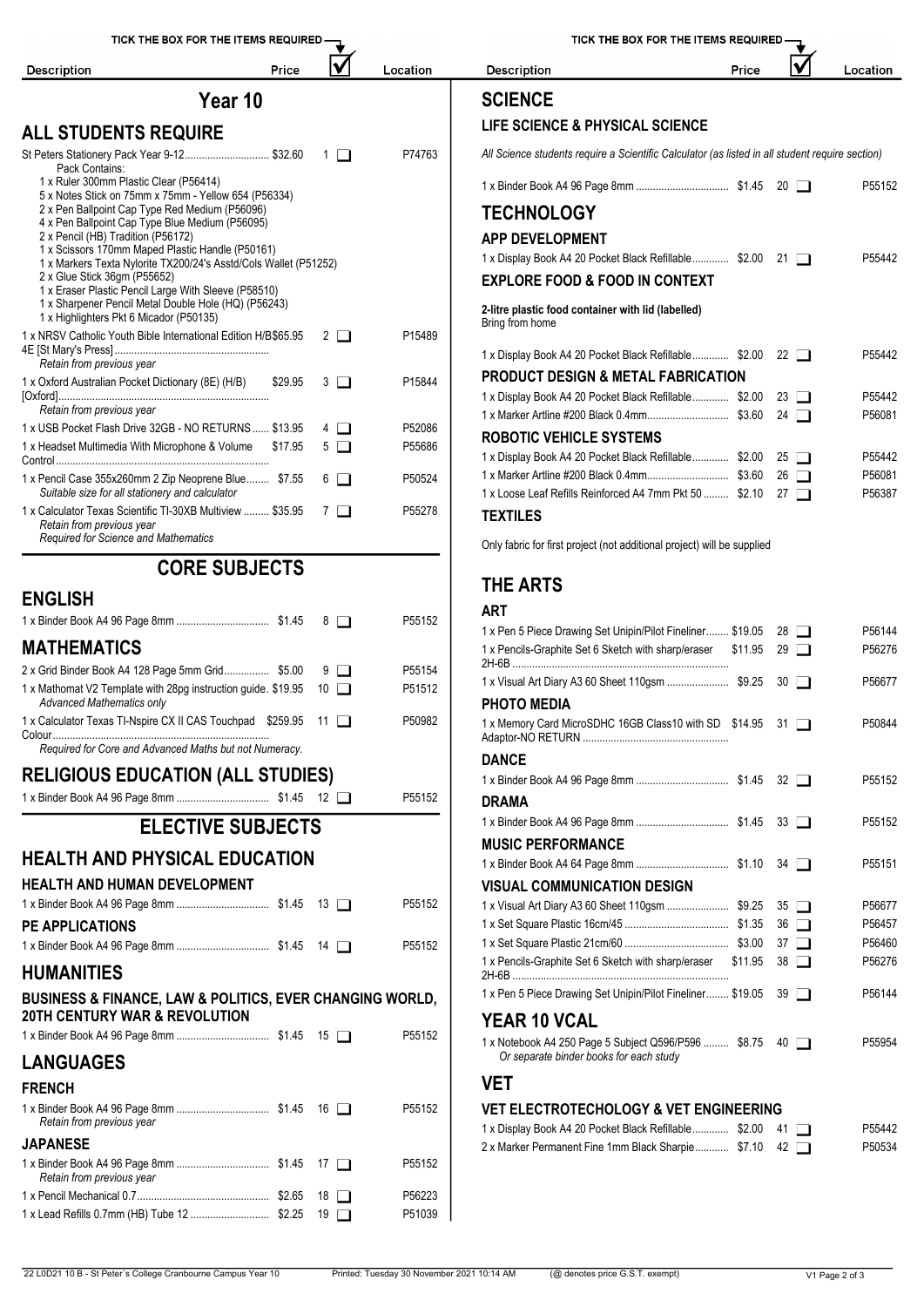# Year 10

## ALL STUDENTS REQUIRE

| Description | Price | Tick | Location |
|---|---|---|---|
| St Peters Stationery Pack Year 9-12 | $32.60 | 1 ☐ | P74763 |

Pack Contains:
- 1 x Ruler 300mm Plastic Clear (P56414)
- 5 x Notes Stick on 75mm x 75mm - Yellow 654 (P56334)
- 2 x Pen Ballpoint Cap Type Red Medium (P56096)
- 4 x Pen Ballpoint Cap Type Blue Medium (P56095)
- 2 x Pencil (HB) Tradition (P56172)
- 1 x Scissors 170mm Maped Plastic Handle (P50161)
- 1 x Markers Texta Nylorite TX200/24's Asstd/Cols Wallet (P51252)
- 2 x Glue Stick 36gm (P55652)
- 1 x Eraser Plastic Pencil Large With Sleeve (P58510)
- 1 x Sharpener Pencil Metal Double Hole (HQ) (P56243)
- 1 x Highlighters Pkt 6 Micador (P50135)

| Description | Price | Tick | Location |
|---|---|---|---|
| 1 x NRSV Catholic Youth Bible International Edition H/B 4E [St Mary's Press] *Retain from previous year* | $65.95 | 2 ☐ | P15489 |
| 1 x Oxford Australian Pocket Dictionary (8E) (H/B) [Oxford] *Retain from previous year* | $29.95 | 3 ☐ | P15844 |
| 1 x USB Pocket Flash Drive 32GB - NO RETURNS | $13.95 | 4 ☐ | P52086 |
| 1 x Headset Multimedia With Microphone & Volume Control | $17.95 | 5 ☐ | P55686 |
| 1 x Pencil Case 355x260mm 2 Zip Neoprene Blue *Suitable size for all stationery and calculator* | $7.55 | 6 ☐ | P50524 |
| 1 x Calculator Texas Scientific TI-30XB Multiview *Retain from previous year* *Required for Science and Mathematics* | $35.95 | 7 ☐ | P55278 |

## CORE SUBJECTS

### ENGLISH

| Description | Price | Tick | Location |
|---|---|---|---|
| 1 x Binder Book A4 96 Page 8mm | $1.45 | 8 ☐ | P55152 |

### MATHEMATICS

| Description | Price | Tick | Location |
|---|---|---|---|
| 2 x Grid Binder Book A4 128 Page 5mm Grid | $5.00 | 9 ☐ | P55154 |
| 1 x Mathomat V2 Template with 28pg instruction guide *Advanced Mathematics only* | $19.95 | 10 ☐ | P51512 |
| 1 x Calculator Texas TI-Nspire CX II CAS Touchpad Colour *Required for Core and Advanced Maths but not Numeracy.* | $259.95 | 11 ☐ | P50982 |

### RELIGIOUS EDUCATION (ALL STUDIES)

| Description | Price | Tick | Location |
|---|---|---|---|
| 1 x Binder Book A4 96 Page 8mm | $1.45 | 12 ☐ | P55152 |

## ELECTIVE SUBJECTS

### HEALTH AND PHYSICAL EDUCATION

#### HEALTH AND HUMAN DEVELOPMENT

| Description | Price | Tick | Location |
|---|---|---|---|
| 1 x Binder Book A4 96 Page 8mm | $1.45 | 13 ☐ | P55152 |

#### PE APPLICATIONS

| Description | Price | Tick | Location |
|---|---|---|---|
| 1 x Binder Book A4 96 Page 8mm | $1.45 | 14 ☐ | P55152 |

### HUMANITIES

#### BUSINESS & FINANCE, LAW & POLITICS, EVER CHANGING WORLD, 20TH CENTURY WAR & REVOLUTION

| Description | Price | Tick | Location |
|---|---|---|---|
| 1 x Binder Book A4 96 Page 8mm | $1.45 | 15 ☐ | P55152 |

### LANGUAGES

#### FRENCH

| Description | Price | Tick | Location |
|---|---|---|---|
| 1 x Binder Book A4 96 Page 8mm *Retain from previous year* | $1.45 | 16 ☐ | P55152 |

#### JAPANESE

| Description | Price | Tick | Location |
|---|---|---|---|
| 1 x Binder Book A4 96 Page 8mm *Retain from previous year* | $1.45 | 17 ☐ | P55152 |
| 1 x Pencil Mechanical 0.7 | $2.65 | 18 ☐ | P56223 |
| 1 x Lead Refills 0.7mm (HB) Tube 12 | $2.25 | 19 ☐ | P51039 |

### SCIENCE

#### LIFE SCIENCE & PHYSICAL SCIENCE

*All Science students require a Scientific Calculator (as listed in all student require section)*

| Description | Price | Tick | Location |
|---|---|---|---|
| 1 x Binder Book A4 96 Page 8mm | $1.45 | 20 ☐ | P55152 |

### TECHNOLOGY

#### APP DEVELOPMENT

| Description | Price | Tick | Location |
|---|---|---|---|
| 1 x Display Book A4 20 Pocket Black Refillable | $2.00 | 21 ☐ | P55442 |

#### EXPLORE FOOD & FOOD IN CONTEXT

**2-litre plastic food container with lid (labelled)**
Bring from home

| Description | Price | Tick | Location |
|---|---|---|---|
| 1 x Display Book A4 20 Pocket Black Refillable | $2.00 | 22 ☐ | P55442 |

#### PRODUCT DESIGN & METAL FABRICATION

| Description | Price | Tick | Location |
|---|---|---|---|
| 1 x Display Book A4 20 Pocket Black Refillable | $2.00 | 23 ☐ | P55442 |
| 1 x Marker Artline #200 Black 0.4mm | $3.60 | 24 ☐ | P56081 |

#### ROBOTIC VEHICLE SYSTEMS

| Description | Price | Tick | Location |
|---|---|---|---|
| 1 x Display Book A4 20 Pocket Black Refillable | $2.00 | 25 ☐ | P55442 |
| 1 x Marker Artline #200 Black 0.4mm | $3.60 | 26 ☐ | P56081 |
| 1 x Loose Leaf Refills Reinforced A4 7mm Pkt 50 | $2.10 | 27 ☐ | P56387 |

#### TEXTILES

Only fabric for first project (not additional project) will be supplied

### THE ARTS

#### ART

| Description | Price | Tick | Location |
|---|---|---|---|
| 1 x Pen 5 Piece Drawing Set Unipin/Pilot Fineliner | $19.05 | 28 ☐ | P56144 |
| 1 x Pencils-Graphite Set 6 Sketch with sharp/eraser 2H-6B | $11.95 | 29 ☐ | P56276 |
| 1 x Visual Art Diary A3 60 Sheet 110gsm | $9.25 | 30 ☐ | P56677 |

#### PHOTO MEDIA

| Description | Price | Tick | Location |
|---|---|---|---|
| 1 x Memory Card MicroSDHC 16GB Class10 with SD Adaptor-NO RETURN | $14.95 | 31 ☐ | P50844 |

#### DANCE

| Description | Price | Tick | Location |
|---|---|---|---|
| 1 x Binder Book A4 96 Page 8mm | $1.45 | 32 ☐ | P55152 |

#### DRAMA

| Description | Price | Tick | Location |
|---|---|---|---|
| 1 x Binder Book A4 96 Page 8mm | $1.45 | 33 ☐ | P55152 |

#### MUSIC PERFORMANCE

| Description | Price | Tick | Location |
|---|---|---|---|
| 1 x Binder Book A4 64 Page 8mm | $1.10 | 34 ☐ | P55151 |

#### VISUAL COMMUNICATION DESIGN

| Description | Price | Tick | Location |
|---|---|---|---|
| 1 x Visual Art Diary A3 60 Sheet 110gsm | $9.25 | 35 ☐ | P56677 |
| 1 x Set Square Plastic 16cm/45 | $1.35 | 36 ☐ | P56457 |
| 1 x Set Square Plastic 21cm/60 | $3.00 | 37 ☐ | P56460 |
| 1 x Pencils-Graphite Set 6 Sketch with sharp/eraser 2H-6B | $11.95 | 38 ☐ | P56276 |
| 1 x Pen 5 Piece Drawing Set Unipin/Pilot Fineliner | $19.05 | 39 ☐ | P56144 |

### YEAR 10 VCAL

| Description | Price | Tick | Location |
|---|---|---|---|
| 1 x Notebook A4 250 Page 5 Subject Q596/P596 *Or separate binder books for each study* | $8.75 | 40 ☐ | P55954 |

### VET

#### VET ELECTROTECHOLOGY & VET ENGINEERING

| Description | Price | Tick | Location |
|---|---|---|---|
| 1 x Display Book A4 20 Pocket Black Refillable | $2.00 | 41 ☐ | P55442 |
| 2 x Marker Permanent Fine 1mm Black Sharpie | $7.10 | 42 ☐ | P50534 |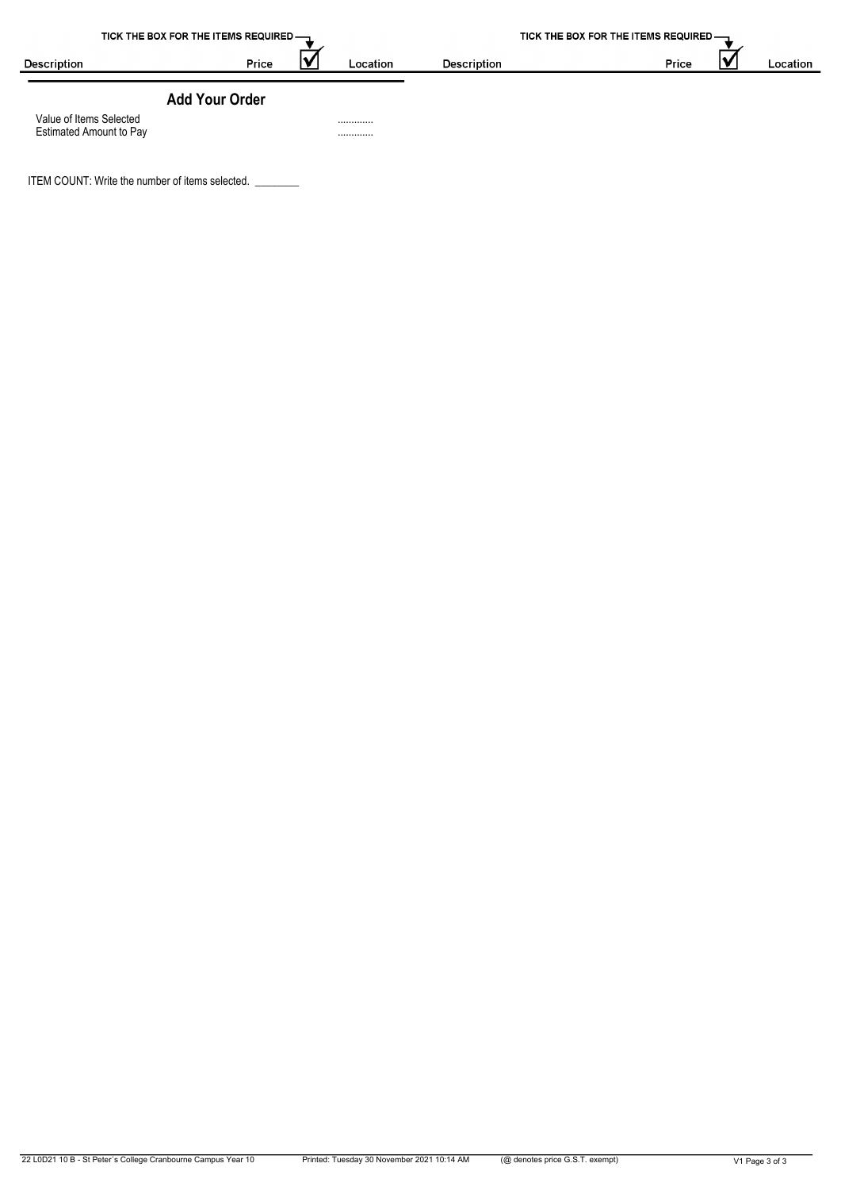| Description | Price | TICK THE BOX FOR THE ITEMS REQUIRED ☑ | Location | Description | Price | TICK THE BOX FOR THE ITEMS REQUIRED ☑ | Location |
|---|---|---|---|---|---|---|---|

## Add Your Order

| | |
|---|---|
| Value of Items Selected | ............ |
| Estimated Amount to Pay | ............ |

ITEM COUNT: Write the number of items selected. ________